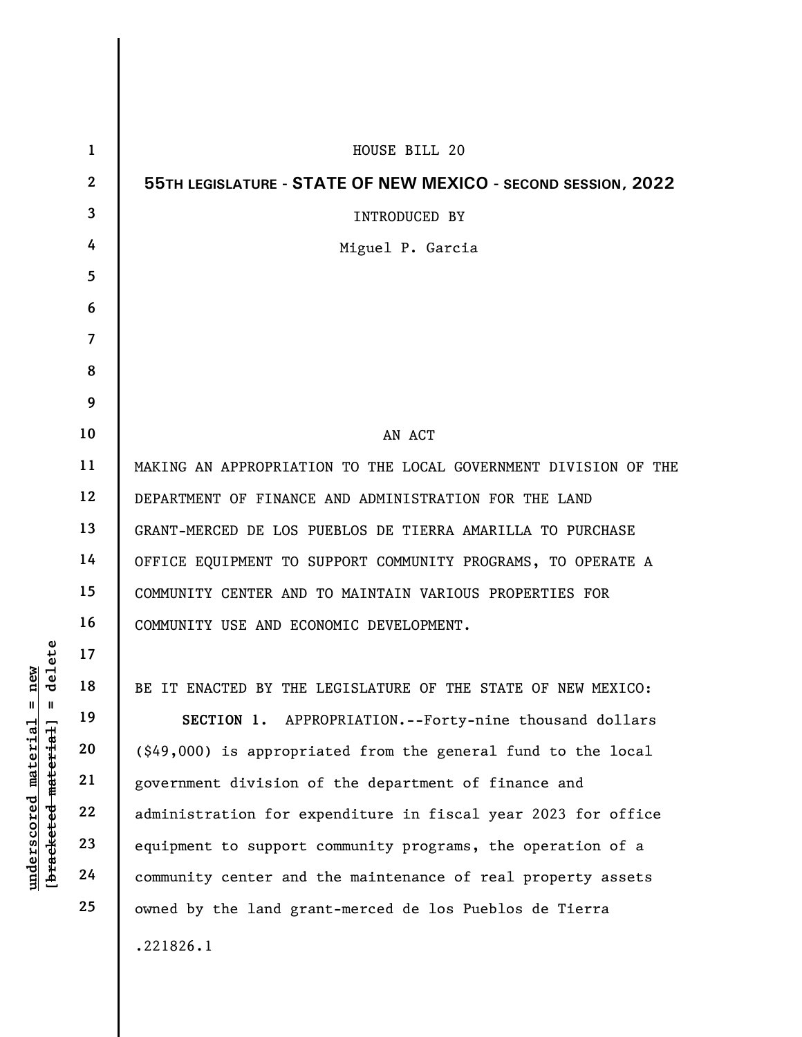HOUSE BILL 20

**55TH LEGISLATURE - STATE OF NEW MEXICO - SECOND SESSION, 2022**

INTRODUCED BY

Miguel P. Garcia

AN ACT

MAKING AN APPROPRIATION TO THE LOCAL GOVERNMENT DIVISION OF THE DEPARTMENT OF FINANCE AND ADMINISTRATION FOR THE LAND GRANT-MERCED DE LOS PUEBLOS DE TIERRA AMARILLA TO PURCHASE OFFICE EQUIPMENT TO SUPPORT COMMUNITY PROGRAMS, TO OPERATE A COMMUNITY CENTER AND TO MAINTAIN VARIOUS PROPERTIES FOR COMMUNITY USE AND ECONOMIC DEVELOPMENT.

BE IT ENACTED BY THE LEGISLATURE OF THE STATE OF NEW MEXICO:

**SECTION 1.** APPROPRIATION.--Forty-nine thousand dollars ($49,000) is appropriated from the general fund to the local government division of the department of finance and administration for expenditure in fiscal year 2023 for office equipment to support community programs, the operation of a community center and the maintenance of real property assets owned by the land grant-merced de los Pueblos de Tierra

.221826.1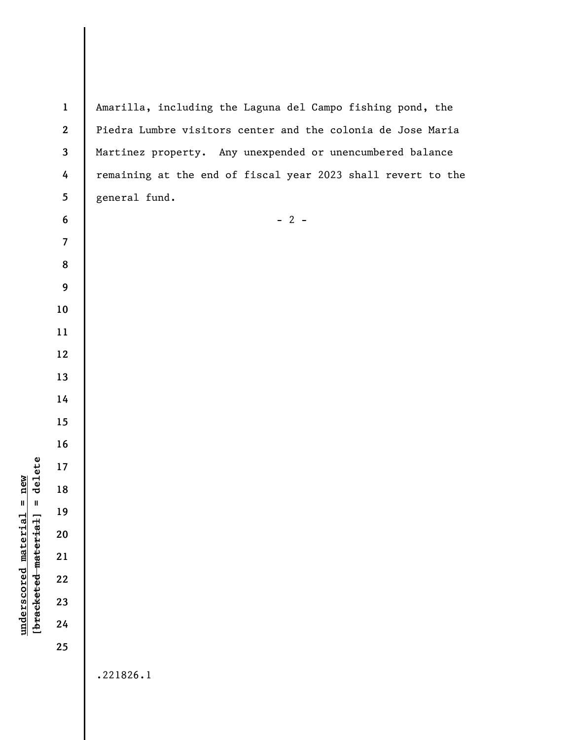Amarilla, including the Laguna del Campo fishing pond, the Piedra Lumbre visitors center and the colonia de Jose Maria Martinez property. Any unexpended or unencumbered balance remaining at the end of fiscal year 2023 shall revert to the general fund.

.221826.1